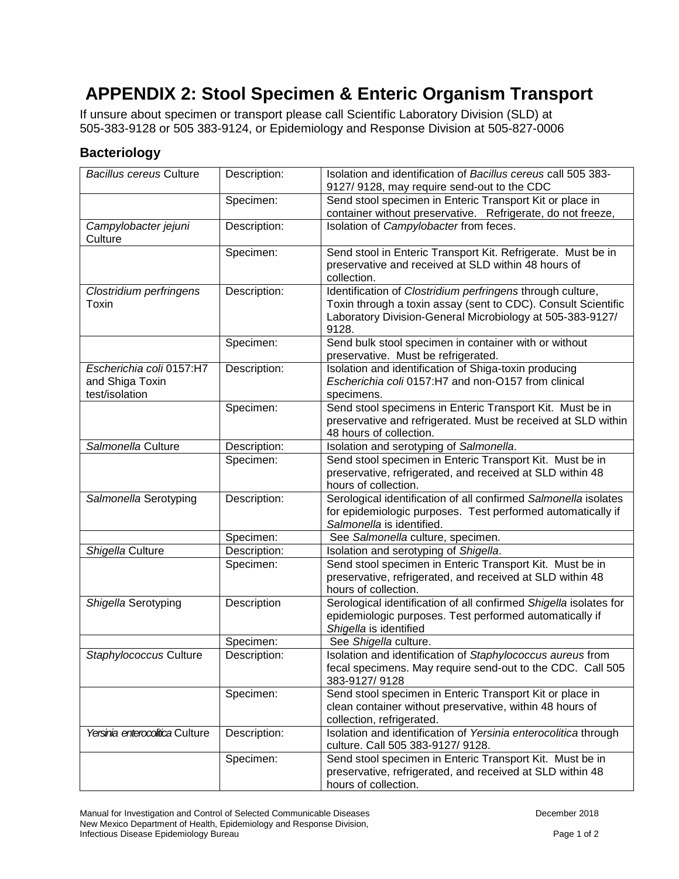# APPENDIX 2: Stool Specimen & Enteric Organism Transport

If unsure about specimen or transport please call Scientific Laboratory Division (SLD) at 505-383-9128 or 505 383-9124, or Epidemiology and Response Division at 505-827-0006

## Bacteriology

| | | |
|---|---|---|
| *Bacillus cereus* Culture | Description: | Isolation and identification of *Bacillus cereus* call 505 383-9127/ 9128, may require send-out to the CDC |
| | Specimen: | Send stool specimen in Enteric Transport Kit or place in container without preservative. Refrigerate, do not freeze, |
| *Campylobacter jejuni* Culture | Description: | Isolation of *Campylobacter* from feces. |
| | Specimen: | Send stool in Enteric Transport Kit. Refrigerate. Must be in preservative and received at SLD within 48 hours of collection. |
| *Clostridium perfringens* Toxin | Description: | Identification of *Clostridium perfringens* through culture, Toxin through a toxin assay (sent to CDC). Consult Scientific Laboratory Division-General Microbiology at 505-383-9127/ 9128. |
| | Specimen: | Send bulk stool specimen in container with or without preservative. Must be refrigerated. |
| *Escherichia coli* 0157:H7 and Shiga Toxin test/isolation | Description: | Isolation and identification of Shiga-toxin producing *Escherichia coli* 0157:H7 and non-O157 from clinical specimens. |
| | Specimen: | Send stool specimens in Enteric Transport Kit. Must be in preservative and refrigerated. Must be received at SLD within 48 hours of collection. |
| *Salmonella* Culture | Description: | Isolation and serotyping of *Salmonella*. |
| | Specimen: | Send stool specimen in Enteric Transport Kit. Must be in preservative, refrigerated, and received at SLD within 48 hours of collection. |
| *Salmonella* Serotyping | Description: | Serological identification of all confirmed *Salmonella* isolates for epidemiologic purposes. Test performed automatically if *Salmonella* is identified. |
| | Specimen: | See *Salmonella* culture, specimen. |
| *Shigella* Culture | Description: | Isolation and serotyping of *Shigella*. |
| | Specimen: | Send stool specimen in Enteric Transport Kit. Must be in preservative, refrigerated, and received at SLD within 48 hours of collection. |
| *Shigella* Serotyping | Description | Serological identification of all confirmed *Shigella* isolates for epidemiologic purposes. Test performed automatically if *Shigella* is identified |
| | Specimen: | See *Shigella* culture. |
| *Staphylococcus* Culture | Description: | Isolation and identification of *Staphylococcus aureus* from fecal specimens. May require send-out to the CDC. Call 505 383-9127/ 9128 |
| | Specimen: | Send stool specimen in Enteric Transport Kit or place in clean container without preservative, within 48 hours of collection, refrigerated. |
| *Yersinia enterocolitica* Culture | Description: | Isolation and identification of *Yersinia enterocolitica* through culture. Call 505 383-9127/ 9128. |
| | Specimen: | Send stool specimen in Enteric Transport Kit. Must be in preservative, refrigerated, and received at SLD within 48 hours of collection. |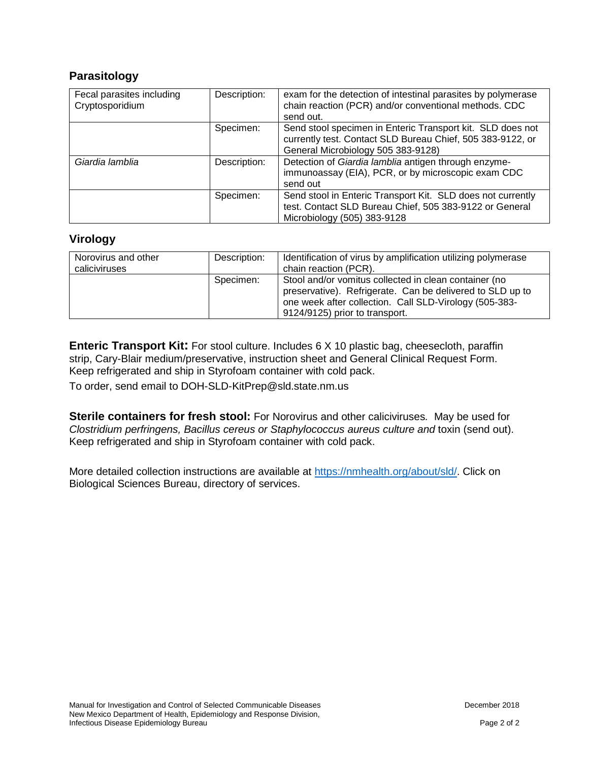## Parasitology

| | | |
|---|---|---|
| Fecal parasites including Cryptosporidium | Description: | exam for the detection of intestinal parasites by polymerase chain reaction (PCR) and/or conventional methods. CDC send out. |
| | Specimen: | Send stool specimen in Enteric Transport kit. SLD does not currently test. Contact SLD Bureau Chief, 505 383-9122, or General Microbiology 505 383-9128) |
| *Giardia lamblia* | Description: | Detection of *Giardia lamblia* antigen through enzyme-immunoassay (EIA), PCR, or by microscopic exam CDC send out |
| | Specimen: | Send stool in Enteric Transport Kit. SLD does not currently test. Contact SLD Bureau Chief, 505 383-9122 or General Microbiology (505) 383-9128 |

## Virology

| | | |
|---|---|---|
| Norovirus and other caliciviruses | Description: | Identification of virus by amplification utilizing polymerase chain reaction (PCR). |
| | Specimen: | Stool and/or vomitus collected in clean container (no preservative). Refrigerate. Can be delivered to SLD up to one week after collection. Call SLD-Virology (505-383-9124/9125) prior to transport. |

**Enteric Transport Kit:** For stool culture. Includes 6 X 10 plastic bag, cheesecloth, paraffin strip, Cary-Blair medium/preservative, instruction sheet and General Clinical Request Form. Keep refrigerated and ship in Styrofoam container with cold pack.

To order, send email to DOH-SLD-KitPrep@sld.state.nm.us

**Sterile containers for fresh stool:** For Norovirus and other caliciviruses. May be used for *Clostridium perfringens, Bacillus cereus or Staphylococcus aureus culture and* toxin (send out). Keep refrigerated and ship in Styrofoam container with cold pack.

More detailed collection instructions are available at https://nmhealth.org/about/sld/. Click on Biological Sciences Bureau, directory of services.